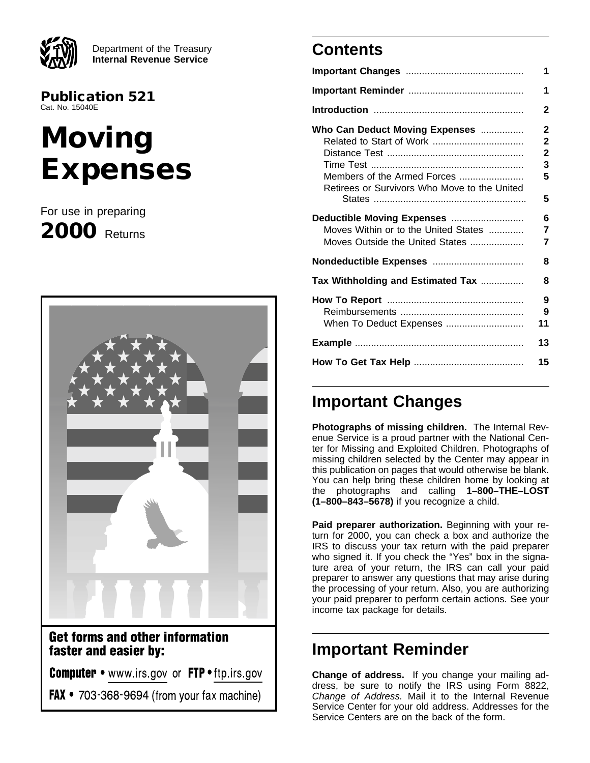Department of the Treasury
**Internal Revenue Service**

**Publication 521**
Cat. No. 15040E

# Moving Expenses

For use in preparing
**2000** Returns

**Get forms and other information faster and easier by:**

**Computer** • www.irs.gov or **FTP** • ftp.irs.gov

**FAX** • 703-368-9694 (from your fax machine)

## Contents

| | |
|---|---|
| **Important Changes** | 1 |
| **Important Reminder** | 1 |
| **Introduction** | 2 |
| **Who Can Deduct Moving Expenses** | 2 |
| Related to Start of Work | 2 |
| Distance Test | 2 |
| Time Test | 3 |
| Members of the Armed Forces | 5 |
| Retirees or Survivors Who Move to the United States | 5 |
| **Deductible Moving Expenses** | 6 |
| Moves Within or to the United States | 7 |
| Moves Outside the United States | 7 |
| **Nondeductible Expenses** | 8 |
| **Tax Withholding and Estimated Tax** | 8 |
| **How To Report** | 9 |
| Reimbursements | 9 |
| When To Deduct Expenses | 11 |
| **Example** | 13 |
| **How To Get Tax Help** | 15 |

## Important Changes

**Photographs of missing children.** The Internal Revenue Service is a proud partner with the National Center for Missing and Exploited Children. Photographs of missing children selected by the Center may appear in this publication on pages that would otherwise be blank. You can help bring these children home by looking at the photographs and calling **1–800–THE–LOST (1–800–843–5678)** if you recognize a child.

**Paid preparer authorization.** Beginning with your return for 2000, you can check a box and authorize the IRS to discuss your tax return with the paid preparer who signed it. If you check the "Yes" box in the signature area of your return, the IRS can call your paid preparer to answer any questions that may arise during the processing of your return. Also, you are authorizing your paid preparer to perform certain actions. See your income tax package for details.

## Important Reminder

**Change of address.** If you change your mailing address, be sure to notify the IRS using Form 8822, *Change of Address.* Mail it to the Internal Revenue Service Center for your old address. Addresses for the Service Centers are on the back of the form.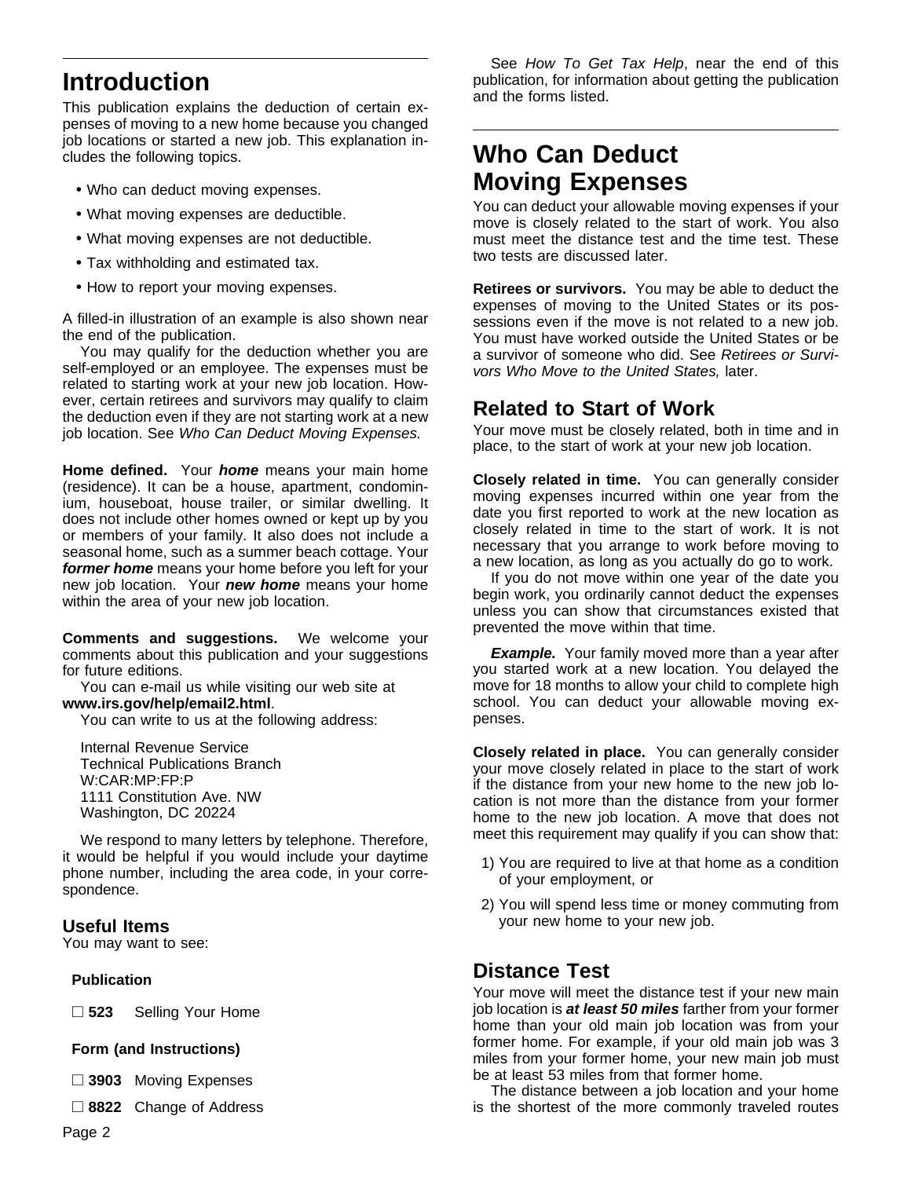## Introduction

This publication explains the deduction of certain expenses of moving to a new home because you changed job locations or started a new job. This explanation includes the following topics.

- Who can deduct moving expenses.
- What moving expenses are deductible.
- What moving expenses are not deductible.
- Tax withholding and estimated tax.
- How to report your moving expenses.

A filled-in illustration of an example is also shown near the end of the publication.

You may qualify for the deduction whether you are self-employed or an employee. The expenses must be related to starting work at your new job location. However, certain retirees and survivors may qualify to claim the deduction even if they are not starting work at a new job location. See *Who Can Deduct Moving Expenses.*

**Home defined.** Your ***home*** means your main home (residence). It can be a house, apartment, condominium, houseboat, house trailer, or similar dwelling. It does not include other homes owned or kept up by you or members of your family. It also does not include a seasonal home, such as a summer beach cottage. Your ***former home*** means your home before you left for your new job location. Your ***new home*** means your home within the area of your new job location.

**Comments and suggestions.** We welcome your comments about this publication and your suggestions for future editions.

You can e-mail us while visiting our web site at **www.irs.gov/help/email2.html**.

You can write to us at the following address:

Internal Revenue Service
Technical Publications Branch
W:CAR:MP:FP:P
1111 Constitution Ave. NW
Washington, DC 20224

We respond to many letters by telephone. Therefore, it would be helpful if you would include your daytime phone number, including the area code, in your correspondence.

### Useful Items

You may want to see:

**Publication**

- ☐ **523** Selling Your Home

**Form (and Instructions)**

- ☐ **3903** Moving Expenses
- ☐ **8822** Change of Address

See *How To Get Tax Help*, near the end of this publication, for information about getting the publication and the forms listed.

## Who Can Deduct Moving Expenses

You can deduct your allowable moving expenses if your move is closely related to the start of work. You also must meet the distance test and the time test. These two tests are discussed later.

**Retirees or survivors.** You may be able to deduct the expenses of moving to the United States or its possessions even if the move is not related to a new job. You must have worked outside the United States or be a survivor of someone who did. See *Retirees or Survivors Who Move to the United States,* later.

### Related to Start of Work

Your move must be closely related, both in time and in place, to the start of work at your new job location.

**Closely related in time.** You can generally consider moving expenses incurred within one year from the date you first reported to work at the new location as closely related in time to the start of work. It is not necessary that you arrange to work before moving to a new location, as long as you actually do go to work.

If you do not move within one year of the date you begin work, you ordinarily cannot deduct the expenses unless you can show that circumstances existed that prevented the move within that time.

***Example.*** Your family moved more than a year after you started work at a new location. You delayed the move for 18 months to allow your child to complete high school. You can deduct your allowable moving expenses.

**Closely related in place.** You can generally consider your move closely related in place to the start of work if the distance from your new home to the new job location is not more than the distance from your former home to the new job location. A move that does not meet this requirement may qualify if you can show that:

1) You are required to live at that home as a condition of your employment, or
2) You will spend less time or money commuting from your new home to your new job.

### Distance Test

Your move will meet the distance test if your new main job location is ***at least 50 miles*** farther from your former home than your old main job location was from your former home. For example, if your old main job was 3 miles from your former home, your new main job must be at least 53 miles from that former home.

The distance between a job location and your home is the shortest of the more commonly traveled routes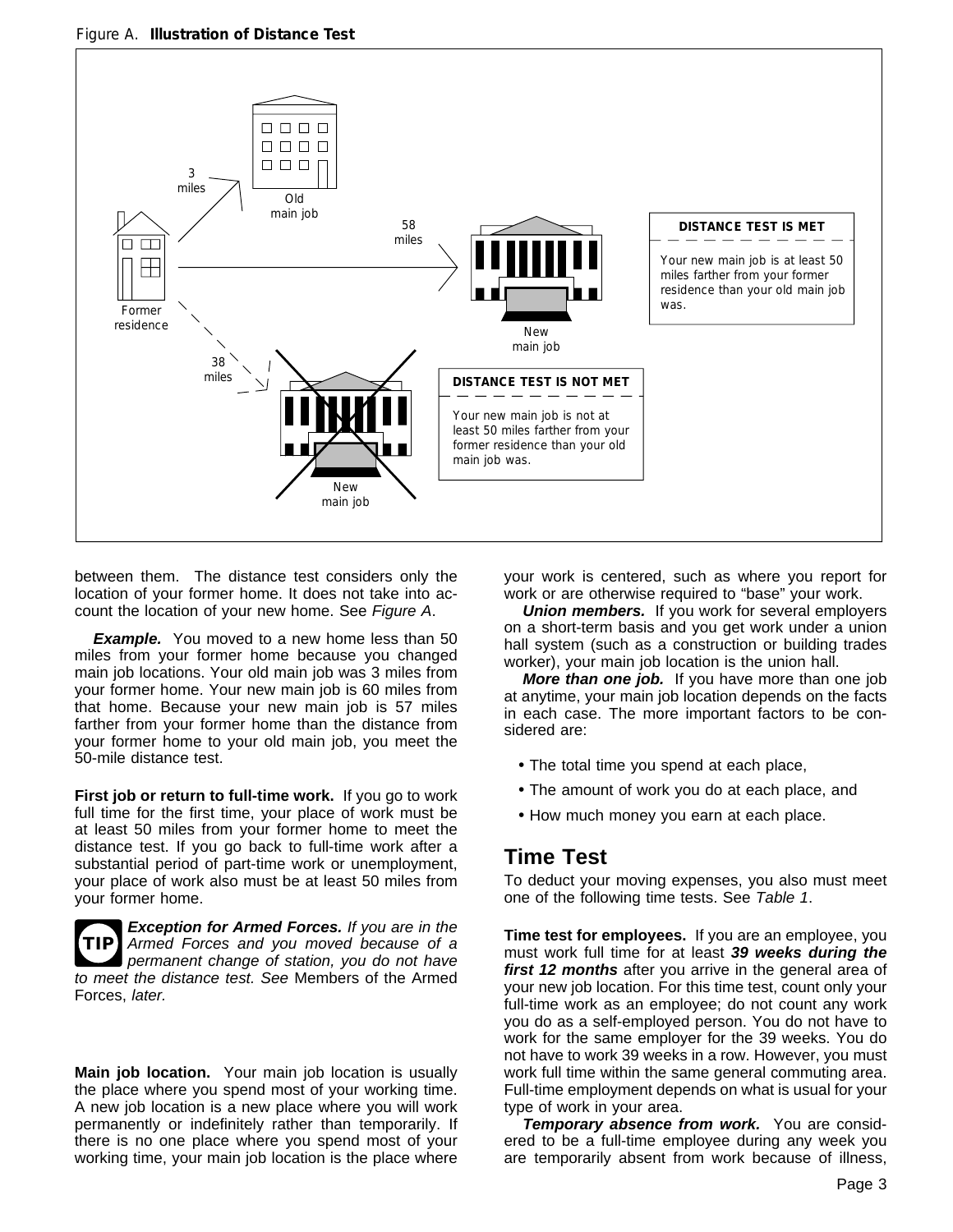Figure A. **Illustration of Distance Test**

3 miles

Old main job

58 miles

Former residence

New main job

**DISTANCE TEST IS MET**

Your new main job is at least 50 miles farther from your former residence than your old main job was.

38 miles

New main job

**DISTANCE TEST IS NOT MET**

Your new main job is not at least 50 miles farther from your former residence than your old main job was.

between them. The distance test considers only the location of your former home. It does not take into account the location of your new home. See *Figure A*.

***Example.*** You moved to a new home less than 50 miles from your former home because you changed main job locations. Your old main job was 3 miles from your former home. Your new main job is 60 miles from that home. Because your new main job is 57 miles farther from your former home than the distance from your former home to your old main job, you meet the 50-mile distance test.

**First job or return to full-time work.** If you go to work full time for the first time, your place of work must be at least 50 miles from your former home to meet the distance test. If you go back to full-time work after a substantial period of part-time work or unemployment, your place of work also must be at least 50 miles from your former home.

**TIP** ***Exception for Armed Forces.*** *If you are in the Armed Forces and you moved because of a permanent change of station, you do not have to meet the distance test. See* Members of the Armed Forces, *later.*

**Main job location.** Your main job location is usually the place where you spend most of your working time. A new job location is a new place where you will work permanently or indefinitely rather than temporarily. If there is no one place where you spend most of your working time, your main job location is the place where your work is centered, such as where you report for work or are otherwise required to "base" your work.

***Union members.*** If you work for several employers on a short-term basis and you get work under a union hall system (such as a construction or building trades worker), your main job location is the union hall.

***More than one job.*** If you have more than one job at anytime, your main job location depends on the facts in each case. The more important factors to be considered are:

- The total time you spend at each place,
- The amount of work you do at each place, and
- How much money you earn at each place.

## Time Test

To deduct your moving expenses, you also must meet one of the following time tests. See *Table 1*.

**Time test for employees.** If you are an employee, you must work full time for at least ***39 weeks during the first 12 months*** after you arrive in the general area of your new job location. For this time test, count only your full-time work as an employee; do not count any work you do as a self-employed person. You do not have to work for the same employer for the 39 weeks. You do not have to work 39 weeks in a row. However, you must work full time within the same general commuting area. Full-time employment depends on what is usual for your type of work in your area.

***Temporary absence from work.*** You are considered to be a full-time employee during any week you are temporarily absent from work because of illness,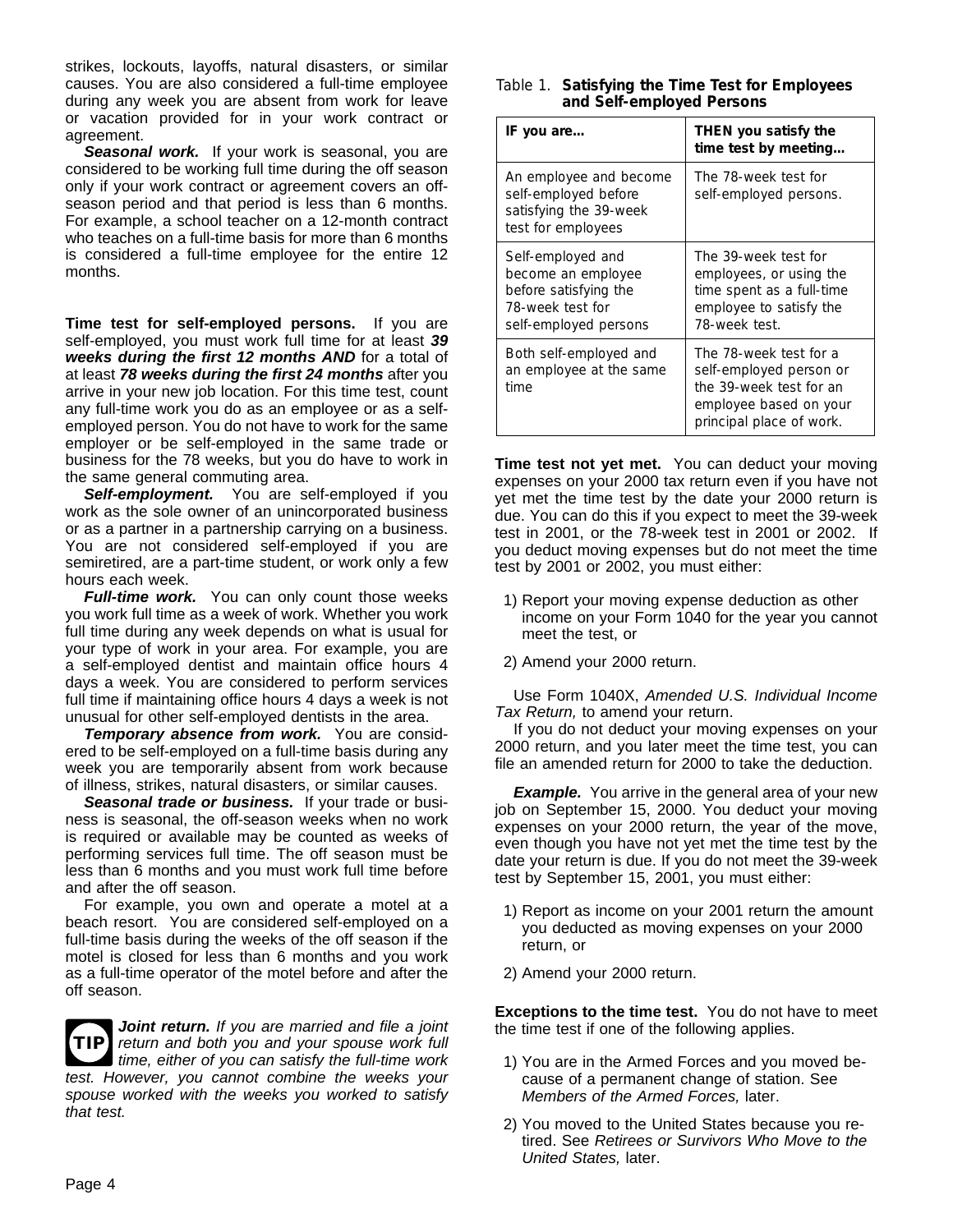strikes, lockouts, layoffs, natural disasters, or similar causes. You are also considered a full-time employee during any week you are absent from work for leave or vacation provided for in your work contract or agreement.

***Seasonal work.*** If your work is seasonal, you are considered to be working full time during the off season only if your work contract or agreement covers an off-season period and that period is less than 6 months. For example, a school teacher on a 12-month contract who teaches on a full-time basis for more than 6 months is considered a full-time employee for the entire 12 months.

**Time test for self-employed persons.** If you are self-employed, you must work full time for at least ***39 weeks during the first 12 months AND*** for a total of at least ***78 weeks during the first 24 months*** after you arrive in your new job location. For this time test, count any full-time work you do as an employee or as a self-employed person. You do not have to work for the same employer or be self-employed in the same trade or business for the 78 weeks, but you do have to work in the same general commuting area.

***Self-employment.*** You are self-employed if you work as the sole owner of an unincorporated business or as a partner in a partnership carrying on a business. You are not considered self-employed if you are semiretired, are a part-time student, or work only a few hours each week.

***Full-time work.*** You can only count those weeks you work full time as a week of work. Whether you work full time during any week depends on what is usual for your type of work in your area. For example, you are a self-employed dentist and maintain office hours 4 days a week. You are considered to perform services full time if maintaining office hours 4 days a week is not unusual for other self-employed dentists in the area.

***Temporary absence from work.*** You are considered to be self-employed on a full-time basis during any week you are temporarily absent from work because of illness, strikes, natural disasters, or similar causes.

***Seasonal trade or business.*** If your trade or business is seasonal, the off-season weeks when no work is required or available may be counted as weeks of performing services full time. The off season must be less than 6 months and you must work full time before and after the off season.

For example, you own and operate a motel at a beach resort. You are considered self-employed on a full-time basis during the weeks of the off season if the motel is closed for less than 6 months and you work as a full-time operator of the motel before and after the off season.

**TIP** ***Joint return.*** *If you are married and file a joint return and both you and your spouse work full time, either of you can satisfy the full-time work test. However, you cannot combine the weeks your spouse worked with the weeks you worked to satisfy that test.*

Table 1. **Satisfying the Time Test for Employees and Self-employed Persons**

| IF you are... | THEN you satisfy the time test by meeting... |
| --- | --- |
| An employee and become self-employed before satisfying the 39-week test for employees | The 78-week test for self-employed persons. |
| Self-employed and become an employee before satisfying the 78-week test for self-employed persons | The 39-week test for employees, or using the time spent as a full-time employee to satisfy the 78-week test. |
| Both self-employed and an employee at the same time | The 78-week test for a self-employed person or the 39-week test for an employee based on your principal place of work. |

**Time test not yet met.** You can deduct your moving expenses on your 2000 tax return even if you have not yet met the time test by the date your 2000 return is due. You can do this if you expect to meet the 39-week test in 2001, or the 78-week test in 2001 or 2002. If you deduct moving expenses but do not meet the time test by 2001 or 2002, you must either:

1) Report your moving expense deduction as other income on your Form 1040 for the year you cannot meet the test, or
2) Amend your 2000 return.

Use Form 1040X, *Amended U.S. Individual Income Tax Return,* to amend your return.

If you do not deduct your moving expenses on your 2000 return, and you later meet the time test, you can file an amended return for 2000 to take the deduction.

***Example.*** You arrive in the general area of your new job on September 15, 2000. You deduct your moving expenses on your 2000 return, the year of the move, even though you have not yet met the time test by the date your return is due. If you do not meet the 39-week test by September 15, 2001, you must either:

1) Report as income on your 2001 return the amount you deducted as moving expenses on your 2000 return, or
2) Amend your 2000 return.

**Exceptions to the time test.** You do not have to meet the time test if one of the following applies.

1) You are in the Armed Forces and you moved because of a permanent change of station. See *Members of the Armed Forces,* later.
2) You moved to the United States because you retired. See *Retirees or Survivors Who Move to the United States,* later.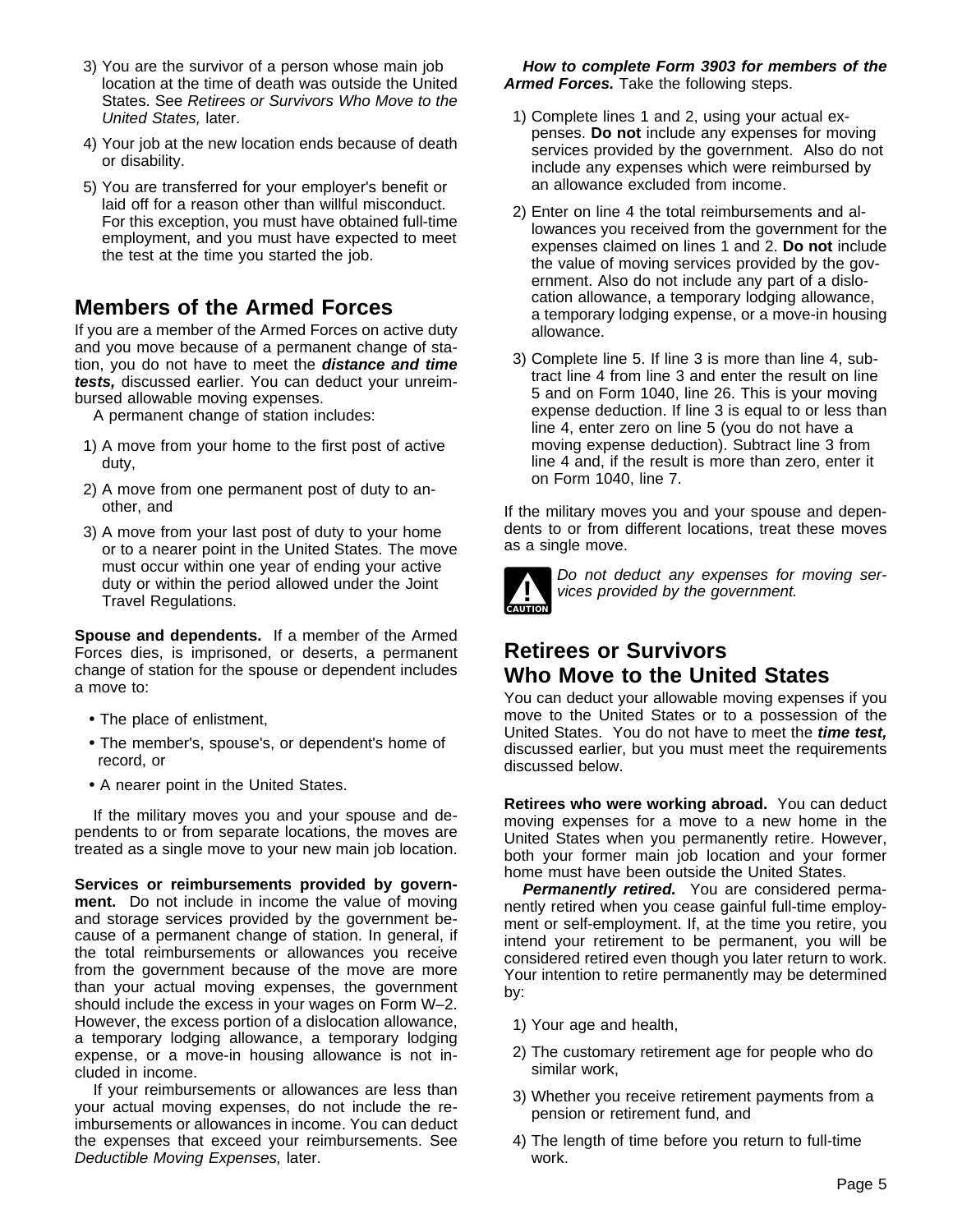3) You are the survivor of a person whose main job location at the time of death was outside the United States. See *Retirees or Survivors Who Move to the United States,* later.

4) Your job at the new location ends because of death or disability.

5) You are transferred for your employer's benefit or laid off for a reason other than willful misconduct. For this exception, you must have obtained full-time employment, and you must have expected to meet the test at the time you started the job.

## Members of the Armed Forces

If you are a member of the Armed Forces on active duty and you move because of a permanent change of station, you do not have to meet the ***distance and time tests,*** discussed earlier. You can deduct your unreimbursed allowable moving expenses.

A permanent change of station includes:

1) A move from your home to the first post of active duty,

2) A move from one permanent post of duty to another, and

3) A move from your last post of duty to your home or to a nearer point in the United States. The move must occur within one year of ending your active duty or within the period allowed under the Joint Travel Regulations.

**Spouse and dependents.** If a member of the Armed Forces dies, is imprisoned, or deserts, a permanent change of station for the spouse or dependent includes a move to:

- The place of enlistment,
- The member's, spouse's, or dependent's home of record, or
- A nearer point in the United States.

If the military moves you and your spouse and dependents to or from separate locations, the moves are treated as a single move to your new main job location.

**Services or reimbursements provided by government.** Do not include in income the value of moving and storage services provided by the government because of a permanent change of station. In general, if the total reimbursements or allowances you receive from the government because of the move are more than your actual moving expenses, the government should include the excess in your wages on Form W–2. However, the excess portion of a dislocation allowance, a temporary lodging allowance, a temporary lodging expense, or a move-in housing allowance is not included in income.

If your reimbursements or allowances are less than your actual moving expenses, do not include the reimbursements or allowances in income. You can deduct the expenses that exceed your reimbursements. See *Deductible Moving Expenses,* later.

***How to complete Form 3903 for members of the Armed Forces.*** Take the following steps.

1) Complete lines 1 and 2, using your actual expenses. **Do not** include any expenses for moving services provided by the government. Also do not include any expenses which were reimbursed by an allowance excluded from income.

2) Enter on line 4 the total reimbursements and allowances you received from the government for the expenses claimed on lines 1 and 2. **Do not** include the value of moving services provided by the government. Also do not include any part of a dislocation allowance, a temporary lodging allowance, a temporary lodging expense, or a move-in housing allowance.

3) Complete line 5. If line 3 is more than line 4, subtract line 4 from line 3 and enter the result on line 5 and on Form 1040, line 26. This is your moving expense deduction. If line 3 is equal to or less than line 4, enter zero on line 5 (you do not have a moving expense deduction). Subtract line 3 from line 4 and, if the result is more than zero, enter it on Form 1040, line 7.

If the military moves you and your spouse and dependents to or from different locations, treat these moves as a single move.

**CAUTION:** *Do not deduct any expenses for moving services provided by the government.*

## Retirees or Survivors Who Move to the United States

You can deduct your allowable moving expenses if you move to the United States or to a possession of the United States. You do not have to meet the ***time test,*** discussed earlier, but you must meet the requirements discussed below.

**Retirees who were working abroad.** You can deduct moving expenses for a move to a new home in the United States when you permanently retire. However, both your former main job location and your former home must have been outside the United States.

***Permanently retired.*** You are considered permanently retired when you cease gainful full-time employment or self-employment. If, at the time you retire, you intend your retirement to be permanent, you will be considered retired even though you later return to work. Your intention to retire permanently may be determined by:

1) Your age and health,

2) The customary retirement age for people who do similar work,

3) Whether you receive retirement payments from a pension or retirement fund, and

4) The length of time before you return to full-time work.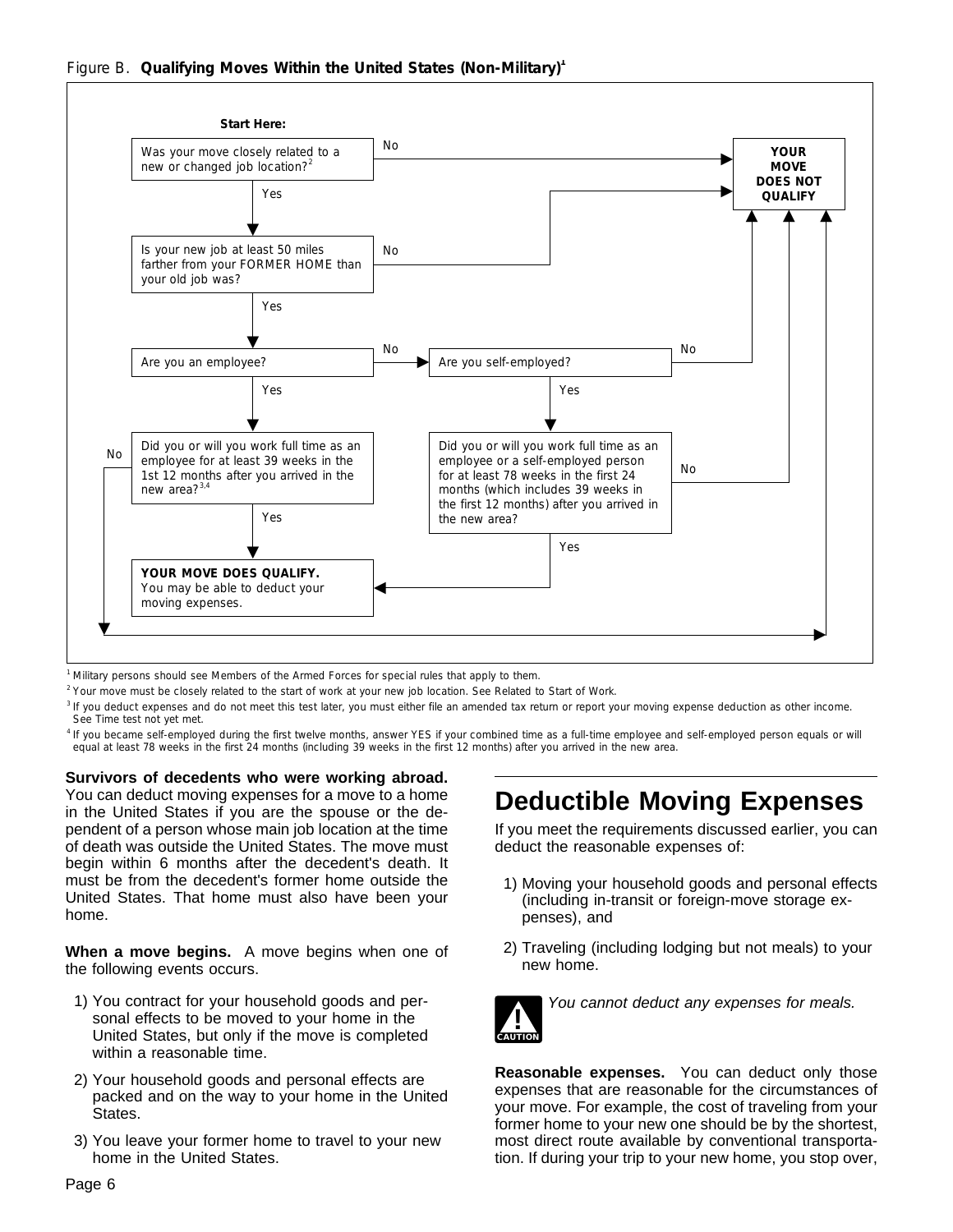Figure B. **Qualifying Moves Within the United States (Non-Military)**[1]

**Start Here:**

Was your move closely related to a new or changed job location?[2]

- No → **YOUR MOVE DOES NOT QUALIFY**
- Yes ↓

Is your new job at least 50 miles farther from your FORMER HOME than your old job was?

- No → **YOUR MOVE DOES NOT QUALIFY**
- Yes ↓

Are you an employee?

- No → Are you self-employed?
  - No → **YOUR MOVE DOES NOT QUALIFY**
  - Yes → Did you or will you work full time as an employee or a self-employed person for at least 78 weeks in the first 24 months (which includes 39 weeks in the first 12 months) after you arrived in the new area?
    - No → **YOUR MOVE DOES NOT QUALIFY**
    - Yes → **YOUR MOVE DOES QUALIFY.**
- Yes → Did you or will you work full time as an employee for at least 39 weeks in the 1st 12 months after you arrived in the new area?[3,4]
  - No → **YOUR MOVE DOES NOT QUALIFY**
  - Yes → **YOUR MOVE DOES QUALIFY.** You may be able to deduct your moving expenses.

[1] Military persons should see Members of the Armed Forces for special rules that apply to them.

[2] Your move must be closely related to the start of work at your new job location. See Related to Start of Work.

[3] If you deduct expenses and do not meet this test later, you must either file an amended tax return or report your moving expense deduction as other income. See Time test not yet met.

[4] If you became self-employed during the first twelve months, answer YES if your combined time as a full-time employee and self-employed person equals or will equal at least 78 weeks in the first 24 months (including 39 weeks in the first 12 months) after you arrived in the new area.

**Survivors of decedents who were working abroad.** You can deduct moving expenses for a move to a home in the United States if you are the spouse or the dependent of a person whose main job location at the time of death was outside the United States. The move must begin within 6 months after the decedent's death. It must be from the decedent's former home outside the United States. That home must also have been your home.

**When a move begins.** A move begins when one of the following events occurs.

1) You contract for your household goods and personal effects to be moved to your home in the United States, but only if the move is completed within a reasonable time.

2) Your household goods and personal effects are packed and on the way to your home in the United States.

3) You leave your former home to travel to your new home in the United States.

# Deductible Moving Expenses

If you meet the requirements discussed earlier, you can deduct the reasonable expenses of:

1) Moving your household goods and personal effects (including in-transit or foreign-move storage expenses), and

2) Traveling (including lodging but not meals) to your new home.

CAUTION: *You cannot deduct any expenses for meals.*

**Reasonable expenses.** You can deduct only those expenses that are reasonable for the circumstances of your move. For example, the cost of traveling from your former home to your new one should be by the shortest, most direct route available by conventional transportation. If during your trip to your new home, you stop over,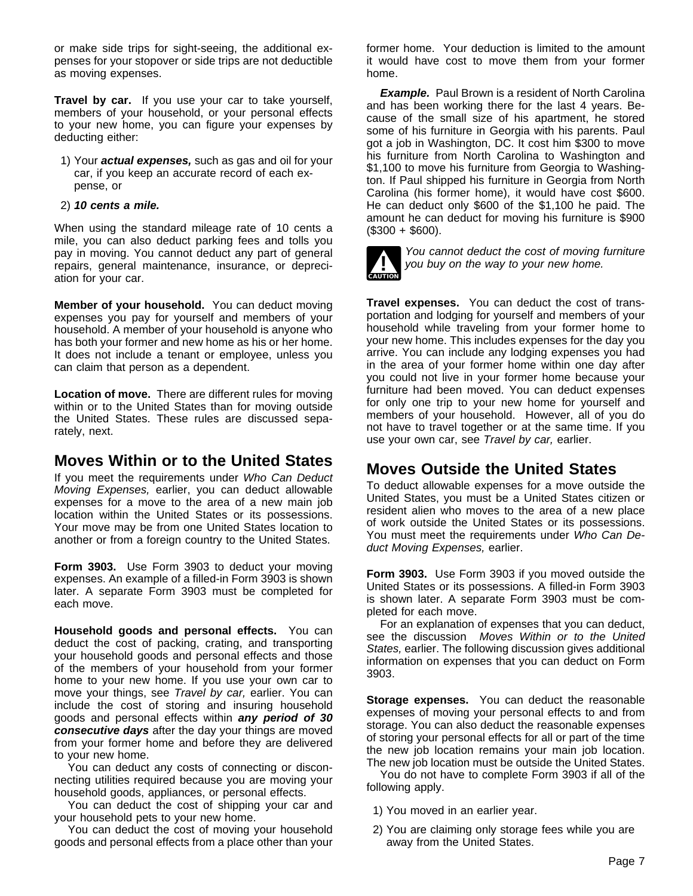or make side trips for sight-seeing, the additional expenses for your stopover or side trips are not deductible as moving expenses.

**Travel by car.** If you use your car to take yourself, members of your household, or your personal effects to your new home, you can figure your expenses by deducting either:

1) Your ***actual expenses,*** such as gas and oil for your car, if you keep an accurate record of each expense, or
2) ***10 cents a mile.***

When using the standard mileage rate of 10 cents a mile, you can also deduct parking fees and tolls you pay in moving. You cannot deduct any part of general repairs, general maintenance, insurance, or depreciation for your car.

**Member of your household.** You can deduct moving expenses you pay for yourself and members of your household. A member of your household is anyone who has both your former and new home as his or her home. It does not include a tenant or employee, unless you can claim that person as a dependent.

**Location of move.** There are different rules for moving within or to the United States than for moving outside the United States. These rules are discussed separately, next.

## Moves Within or to the United States

If you meet the requirements under *Who Can Deduct Moving Expenses,* earlier, you can deduct allowable expenses for a move to the area of a new main job location within the United States or its possessions. Your move may be from one United States location to another or from a foreign country to the United States.

**Form 3903.** Use Form 3903 to deduct your moving expenses. An example of a filled-in Form 3903 is shown later. A separate Form 3903 must be completed for each move.

**Household goods and personal effects.** You can deduct the cost of packing, crating, and transporting your household goods and personal effects and those of the members of your household from your former home to your new home. If you use your own car to move your things, see *Travel by car,* earlier. You can include the cost of storing and insuring household goods and personal effects within ***any period of 30 consecutive days*** after the day your things are moved from your former home and before they are delivered to your new home.

You can deduct any costs of connecting or disconnecting utilities required because you are moving your household goods, appliances, or personal effects.

You can deduct the cost of shipping your car and your household pets to your new home.

You can deduct the cost of moving your household goods and personal effects from a place other than your former home. Your deduction is limited to the amount it would have cost to move them from your former home.

***Example.*** Paul Brown is a resident of North Carolina and has been working there for the last 4 years. Because of the small size of his apartment, he stored some of his furniture in Georgia with his parents. Paul got a job in Washington, DC. It cost him $300 to move his furniture from North Carolina to Washington and $1,100 to move his furniture from Georgia to Washington. If Paul shipped his furniture in Georgia from North Carolina (his former home), it would have cost $600. He can deduct only $600 of the $1,100 he paid. The amount he can deduct for moving his furniture is $900 ($300 + $600).

CAUTION: *You cannot deduct the cost of moving furniture you buy on the way to your new home.*

**Travel expenses.** You can deduct the cost of transportation and lodging for yourself and members of your household while traveling from your former home to your new home. This includes expenses for the day you arrive. You can include any lodging expenses you had in the area of your former home within one day after you could not live in your former home because your furniture had been moved. You can deduct expenses for only one trip to your new home for yourself and members of your household. However, all of you do not have to travel together or at the same time. If you use your own car, see *Travel by car,* earlier.

## Moves Outside the United States

To deduct allowable expenses for a move outside the United States, you must be a United States citizen or resident alien who moves to the area of a new place of work outside the United States or its possessions. You must meet the requirements under *Who Can Deduct Moving Expenses,* earlier.

**Form 3903.** Use Form 3903 if you moved outside the United States or its possessions. A filled-in Form 3903 is shown later. A separate Form 3903 must be completed for each move.

For an explanation of expenses that you can deduct, see the discussion *Moves Within or to the United States,* earlier. The following discussion gives additional information on expenses that you can deduct on Form 3903.

**Storage expenses.** You can deduct the reasonable expenses of moving your personal effects to and from storage. You can also deduct the reasonable expenses of storing your personal effects for all or part of the time the new job location remains your main job location. The new job location must be outside the United States.

You do not have to complete Form 3903 if all of the following apply.

1) You moved in an earlier year.
2) You are claiming only storage fees while you are away from the United States.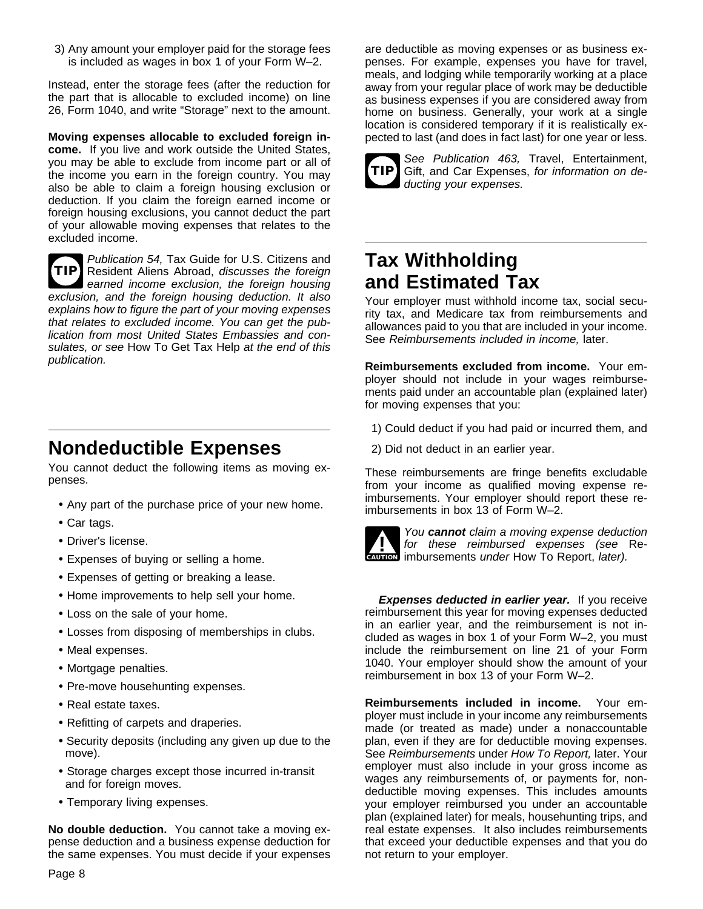3) Any amount your employer paid for the storage fees is included as wages in box 1 of your Form W–2.

Instead, enter the storage fees (after the reduction for the part that is allocable to excluded income) on line 26, Form 1040, and write "Storage" next to the amount.

**Moving expenses allocable to excluded foreign income.** If you live and work outside the United States, you may be able to exclude from income part or all of the income you earn in the foreign country. You may also be able to claim a foreign housing exclusion or deduction. If you claim the foreign earned income or foreign housing exclusions, you cannot deduct the part of your allowable moving expenses that relates to the excluded income.

**TIP** *Publication 54,* Tax Guide for U.S. Citizens and Resident Aliens Abroad, *discusses the foreign earned income exclusion, the foreign housing exclusion, and the foreign housing deduction. It also explains how to figure the part of your moving expenses that relates to excluded income. You can get the publication from most United States Embassies and consulates, or see* How To Get Tax Help *at the end of this publication.*

## Nondeductible Expenses

You cannot deduct the following items as moving expenses.

- Any part of the purchase price of your new home.
- Car tags.
- Driver's license.
- Expenses of buying or selling a home.
- Expenses of getting or breaking a lease.
- Home improvements to help sell your home.
- Loss on the sale of your home.
- Losses from disposing of memberships in clubs.
- Meal expenses.
- Mortgage penalties.
- Pre-move househunting expenses.
- Real estate taxes.
- Refitting of carpets and draperies.
- Security deposits (including any given up due to the move).
- Storage charges except those incurred in-transit and for foreign moves.
- Temporary living expenses.

**No double deduction.** You cannot take a moving expense deduction and a business expense deduction for the same expenses. You must decide if your expenses are deductible as moving expenses or as business expenses. For example, expenses you have for travel, meals, and lodging while temporarily working at a place away from your regular place of work may be deductible as business expenses if you are considered away from home on business. Generally, your work at a single location is considered temporary if it is realistically expected to last (and does in fact last) for one year or less.

**TIP** *See Publication 463,* Travel, Entertainment, Gift, and Car Expenses, *for information on deducting your expenses.*

## Tax Withholding and Estimated Tax

Your employer must withhold income tax, social security tax, and Medicare tax from reimbursements and allowances paid to you that are included in your income. See *Reimbursements included in income,* later.

**Reimbursements excluded from income.** Your employer should not include in your wages reimbursements paid under an accountable plan (explained later) for moving expenses that you:

1) Could deduct if you had paid or incurred them, and
2) Did not deduct in an earlier year.

These reimbursements are fringe benefits excludable from your income as qualified moving expense reimbursements. Your employer should report these reimbursements in box 13 of Form W–2.

**CAUTION** *You* ***cannot*** *claim a moving expense deduction for these reimbursed expenses (see* Reimbursements *under* How To Report, *later).*

***Expenses deducted in earlier year.*** If you receive reimbursement this year for moving expenses deducted in an earlier year, and the reimbursement is not included as wages in box 1 of your Form W–2, you must include the reimbursement on line 21 of your Form 1040. Your employer should show the amount of your reimbursement in box 13 of your Form W–2.

**Reimbursements included in income.** Your employer must include in your income any reimbursements made (or treated as made) under a nonaccountable plan, even if they are for deductible moving expenses. See *Reimbursements* under *How To Report,* later. Your employer must also include in your gross income as wages any reimbursements of, or payments for, nondeductible moving expenses. This includes amounts your employer reimbursed you under an accountable plan (explained later) for meals, househunting trips, and real estate expenses. It also includes reimbursements that exceed your deductible expenses and that you do not return to your employer.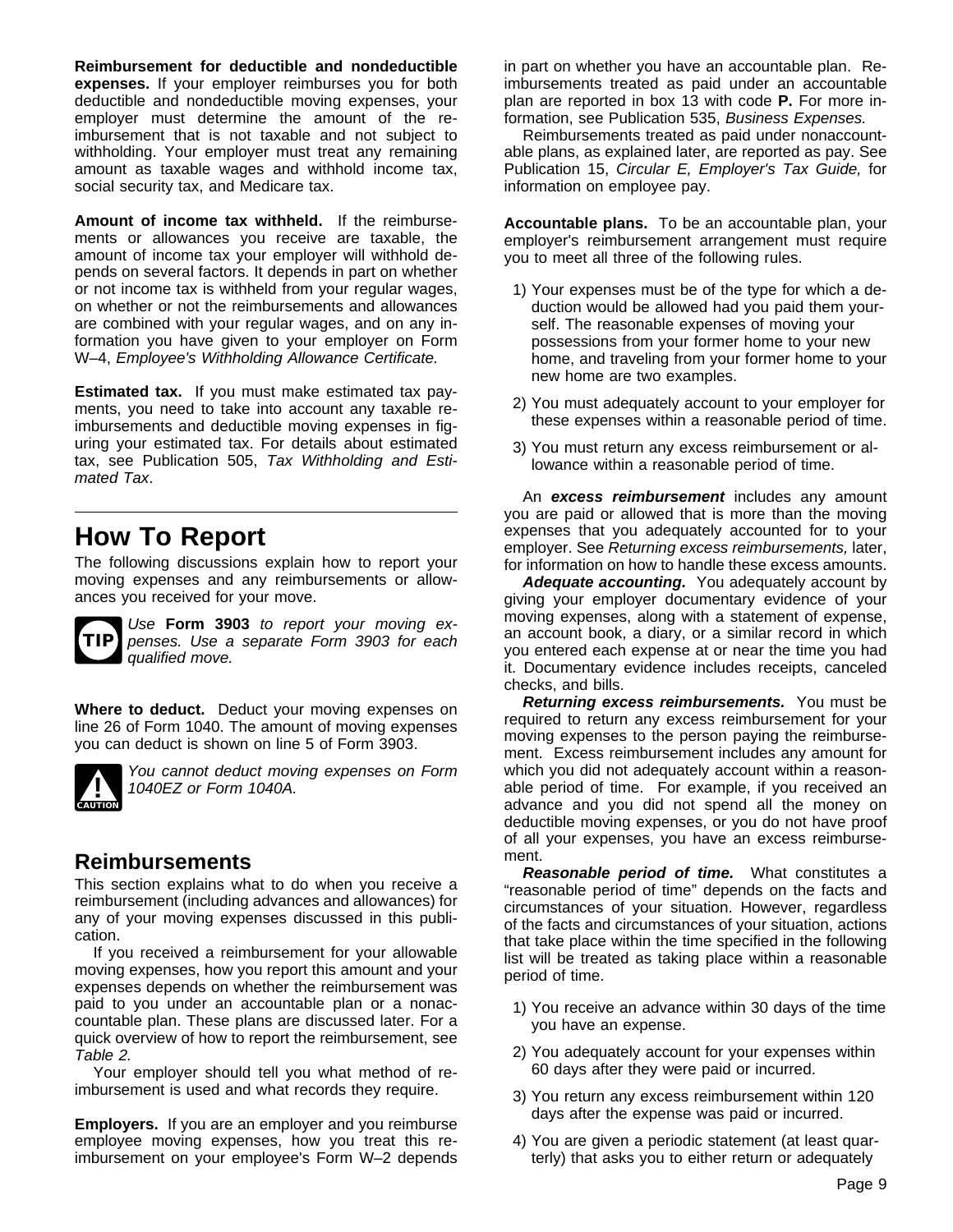**Reimbursement for deductible and nondeductible expenses.** If your employer reimburses you for both deductible and nondeductible moving expenses, your employer must determine the amount of the reimbursement that is not taxable and not subject to withholding. Your employer must treat any remaining amount as taxable wages and withhold income tax, social security tax, and Medicare tax.

**Amount of income tax withheld.** If the reimbursements or allowances you receive are taxable, the amount of income tax your employer will withhold depends on several factors. It depends in part on whether or not income tax is withheld from your regular wages, on whether or not the reimbursements and allowances are combined with your regular wages, and on any information you have given to your employer on Form W–4, *Employee's Withholding Allowance Certificate.*

**Estimated tax.** If you must make estimated tax payments, you need to take into account any taxable reimbursements and deductible moving expenses in figuring your estimated tax. For details about estimated tax, see Publication 505, *Tax Withholding and Estimated Tax*.

# How To Report

The following discussions explain how to report your moving expenses and any reimbursements or allowances you received for your move.

**TIP** *Use* **Form 3903** *to report your moving expenses. Use a separate Form 3903 for each qualified move.*

**Where to deduct.** Deduct your moving expenses on line 26 of Form 1040. The amount of moving expenses you can deduct is shown on line 5 of Form 3903.

**CAUTION** *You cannot deduct moving expenses on Form 1040EZ or Form 1040A.*

## Reimbursements

This section explains what to do when you receive a reimbursement (including advances and allowances) for any of your moving expenses discussed in this publication.

If you received a reimbursement for your allowable moving expenses, how you report this amount and your expenses depends on whether the reimbursement was paid to you under an accountable plan or a nonaccountable plan. These plans are discussed later. For a quick overview of how to report the reimbursement, see *Table 2.*

Your employer should tell you what method of reimbursement is used and what records they require.

**Employers.** If you are an employer and you reimburse employee moving expenses, how you treat this reimbursement on your employee's Form W–2 depends in part on whether you have an accountable plan. Reimbursements treated as paid under an accountable plan are reported in box 13 with code **P.** For more information, see Publication 535, *Business Expenses.*

Reimbursements treated as paid under nonaccountable plans, as explained later, are reported as pay. See Publication 15, *Circular E, Employer's Tax Guide,* for information on employee pay.

**Accountable plans.** To be an accountable plan, your employer's reimbursement arrangement must require you to meet all three of the following rules.

1) Your expenses must be of the type for which a deduction would be allowed had you paid them yourself. The reasonable expenses of moving your possessions from your former home to your new home, and traveling from your former home to your new home are two examples.
2) You must adequately account to your employer for these expenses within a reasonable period of time.
3) You must return any excess reimbursement or allowance within a reasonable period of time.

An ***excess reimbursement*** includes any amount you are paid or allowed that is more than the moving expenses that you adequately accounted for to your employer. See *Returning excess reimbursements,* later, for information on how to handle these excess amounts.

***Adequate accounting.*** You adequately account by giving your employer documentary evidence of your moving expenses, along with a statement of expense, an account book, a diary, or a similar record in which you entered each expense at or near the time you had it. Documentary evidence includes receipts, canceled checks, and bills.

***Returning excess reimbursements.*** You must be required to return any excess reimbursement for your moving expenses to the person paying the reimbursement. Excess reimbursement includes any amount for which you did not adequately account within a reasonable period of time. For example, if you received an advance and you did not spend all the money on deductible moving expenses, or you do not have proof of all your expenses, you have an excess reimbursement.

***Reasonable period of time.*** What constitutes a "reasonable period of time" depends on the facts and circumstances of your situation. However, regardless of the facts and circumstances of your situation, actions that take place within the time specified in the following list will be treated as taking place within a reasonable period of time.

1) You receive an advance within 30 days of the time you have an expense.
2) You adequately account for your expenses within 60 days after they were paid or incurred.
3) You return any excess reimbursement within 120 days after the expense was paid or incurred.
4) You are given a periodic statement (at least quarterly) that asks you to either return or adequately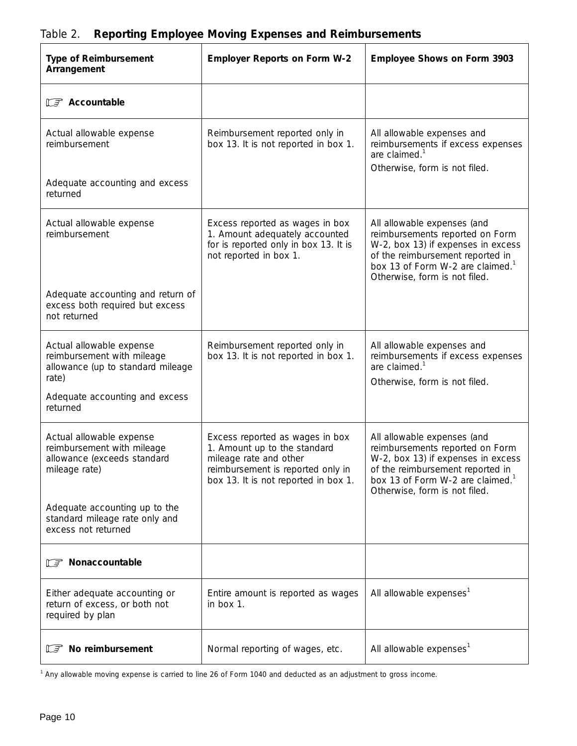Table 2. **Reporting Employee Moving Expenses and Reimbursements**

| **Type of Reimbursement Arrangement** | **Employer Reports on Form W-2** | **Employee Shows on Form 3903** |
| --- | --- | --- |
| ☞ **Accountable** | | |
| Actual allowable expense reimbursement<br><br>Adequate accounting and excess returned | Reimbursement reported only in box 13. It is not reported in box 1. | All allowable expenses and reimbursements if excess expenses are claimed.[1]<br>Otherwise, form is not filed. |
| Actual allowable expense reimbursement<br><br>Adequate accounting and return of excess both required but excess not returned | Excess reported as wages in box 1. Amount adequately accounted for is reported only in box 13. It is not reported in box 1. | All allowable expenses (and reimbursements reported on Form W-2, box 13) if expenses in excess of the reimbursement reported in box 13 of Form W-2 are claimed.[1] Otherwise, form is not filed. |
| Actual allowable expense reimbursement with mileage allowance (up to standard mileage rate)<br>Adequate accounting and excess returned | Reimbursement reported only in box 13. It is not reported in box 1. | All allowable expenses and reimbursements if excess expenses are claimed.[1]<br>Otherwise, form is not filed. |
| Actual allowable expense reimbursement with mileage allowance (exceeds standard mileage rate)<br><br>Adequate accounting up to the standard mileage rate only and excess not returned | Excess reported as wages in box 1. Amount up to the standard mileage rate and other reimbursement is reported only in box 13. It is not reported in box 1. | All allowable expenses (and reimbursements reported on Form W-2, box 13) if expenses in excess of the reimbursement reported in box 13 of Form W-2 are claimed.[1] Otherwise, form is not filed. |
| ☞ **Nonaccountable** | | |
| Either adequate accounting or return of excess, or both not required by plan | Entire amount is reported as wages in box 1. | All allowable expenses[1] |
| ☞ **No reimbursement** | Normal reporting of wages, etc. | All allowable expenses[1] |

[1] Any allowable moving expense is carried to line 26 of Form 1040 and deducted as an adjustment to gross income.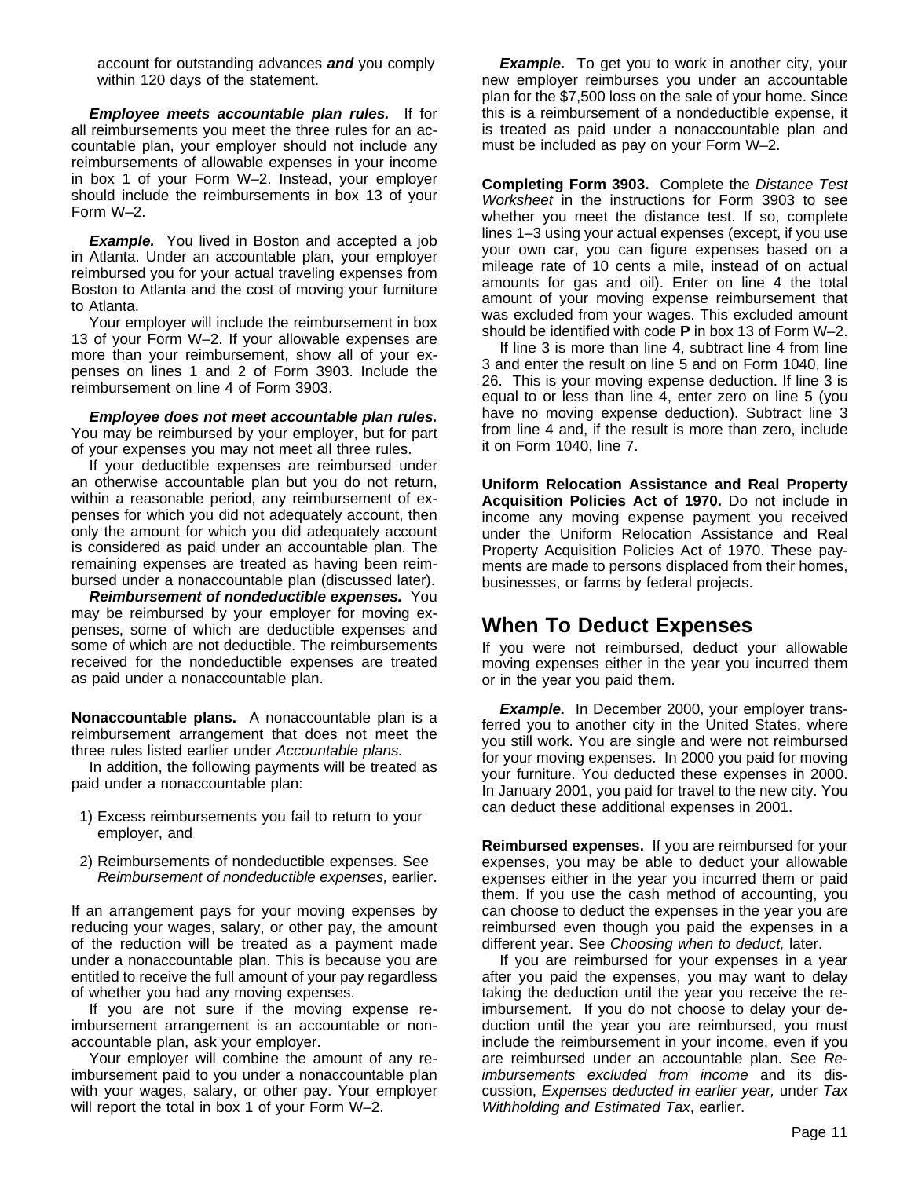account for outstanding advances ***and*** you comply within 120 days of the statement.

***Employee meets accountable plan rules.*** If for all reimbursements you meet the three rules for an accountable plan, your employer should not include any reimbursements of allowable expenses in your income in box 1 of your Form W–2. Instead, your employer should include the reimbursements in box 13 of your Form W–2.

***Example.*** You lived in Boston and accepted a job in Atlanta. Under an accountable plan, your employer reimbursed you for your actual traveling expenses from Boston to Atlanta and the cost of moving your furniture to Atlanta.

Your employer will include the reimbursement in box 13 of your Form W–2. If your allowable expenses are more than your reimbursement, show all of your expenses on lines 1 and 2 of Form 3903. Include the reimbursement on line 4 of Form 3903.

***Employee does not meet accountable plan rules.*** You may be reimbursed by your employer, but for part of your expenses you may not meet all three rules.

If your deductible expenses are reimbursed under an otherwise accountable plan but you do not return, within a reasonable period, any reimbursement of expenses for which you did not adequately account, then only the amount for which you did adequately account is considered as paid under an accountable plan. The remaining expenses are treated as having been reimbursed under a nonaccountable plan (discussed later).

***Reimbursement of nondeductible expenses.*** You may be reimbursed by your employer for moving expenses, some of which are deductible expenses and some of which are not deductible. The reimbursements received for the nondeductible expenses are treated as paid under a nonaccountable plan.

**Nonaccountable plans.** A nonaccountable plan is a reimbursement arrangement that does not meet the three rules listed earlier under *Accountable plans.*

In addition, the following payments will be treated as paid under a nonaccountable plan:

1) Excess reimbursements you fail to return to your employer, and

2) Reimbursements of nondeductible expenses. See *Reimbursement of nondeductible expenses,* earlier.

If an arrangement pays for your moving expenses by reducing your wages, salary, or other pay, the amount of the reduction will be treated as a payment made under a nonaccountable plan. This is because you are entitled to receive the full amount of your pay regardless of whether you had any moving expenses.

If you are not sure if the moving expense reimbursement arrangement is an accountable or nonaccountable plan, ask your employer.

Your employer will combine the amount of any reimbursement paid to you under a nonaccountable plan with your wages, salary, or other pay. Your employer will report the total in box 1 of your Form W–2.

***Example.*** To get you to work in another city, your new employer reimburses you under an accountable plan for the $7,500 loss on the sale of your home. Since this is a reimbursement of a nondeductible expense, it is treated as paid under a nonaccountable plan and must be included as pay on your Form W–2.

**Completing Form 3903.** Complete the *Distance Test Worksheet* in the instructions for Form 3903 to see whether you meet the distance test. If so, complete lines 1–3 using your actual expenses (except, if you use your own car, you can figure expenses based on a mileage rate of 10 cents a mile, instead of on actual amounts for gas and oil). Enter on line 4 the total amount of your moving expense reimbursement that was excluded from your wages. This excluded amount should be identified with code **P** in box 13 of Form W–2.

If line 3 is more than line 4, subtract line 4 from line 3 and enter the result on line 5 and on Form 1040, line 26. This is your moving expense deduction. If line 3 is equal to or less than line 4, enter zero on line 5 (you have no moving expense deduction). Subtract line 3 from line 4 and, if the result is more than zero, include it on Form 1040, line 7.

**Uniform Relocation Assistance and Real Property Acquisition Policies Act of 1970.** Do not include in income any moving expense payment you received under the Uniform Relocation Assistance and Real Property Acquisition Policies Act of 1970. These payments are made to persons displaced from their homes, businesses, or farms by federal projects.

## When To Deduct Expenses

If you were not reimbursed, deduct your allowable moving expenses either in the year you incurred them or in the year you paid them.

***Example.*** In December 2000, your employer transferred you to another city in the United States, where you still work. You are single and were not reimbursed for your moving expenses. In 2000 you paid for moving your furniture. You deducted these expenses in 2000. In January 2001, you paid for travel to the new city. You can deduct these additional expenses in 2001.

**Reimbursed expenses.** If you are reimbursed for your expenses, you may be able to deduct your allowable expenses either in the year you incurred them or paid them. If you use the cash method of accounting, you can choose to deduct the expenses in the year you are reimbursed even though you paid the expenses in a different year. See *Choosing when to deduct,* later.

If you are reimbursed for your expenses in a year after you paid the expenses, you may want to delay taking the deduction until the year you receive the reimbursement. If you do not choose to delay your deduction until the year you are reimbursed, you must include the reimbursement in your income, even if you are reimbursed under an accountable plan. See *Reimbursements excluded from income* and its discussion, *Expenses deducted in earlier year,* under *Tax Withholding and Estimated Tax*, earlier.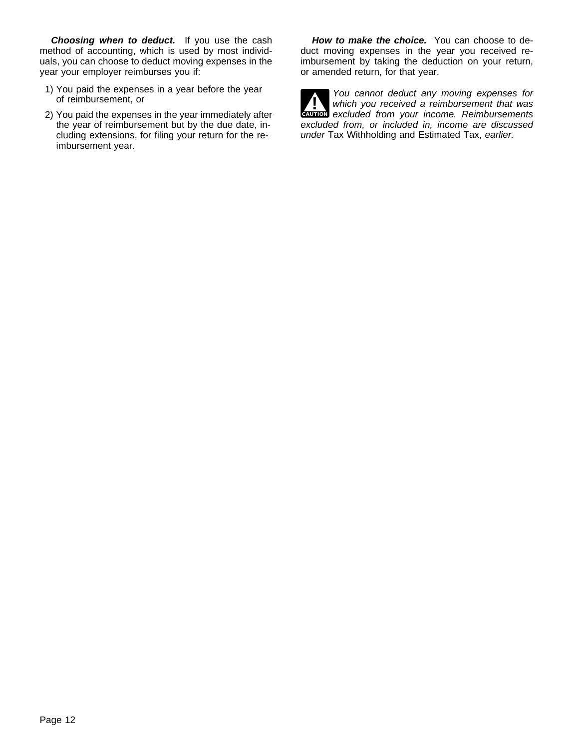***Choosing when to deduct.*** If you use the cash method of accounting, which is used by most individuals, you can choose to deduct moving expenses in the year your employer reimburses you if:

1) You paid the expenses in a year before the year of reimbursement, or
2) You paid the expenses in the year immediately after the year of reimbursement but by the due date, including extensions, for filing your return for the reimbursement year.

***How to make the choice.*** You can choose to deduct moving expenses in the year you received reimbursement by taking the deduction on your return, or amended return, for that year.

**CAUTION:** *You cannot deduct any moving expenses for which you received a reimbursement that was excluded from your income. Reimbursements excluded from, or included in, income are discussed under* Tax Withholding and Estimated Tax, *earlier.*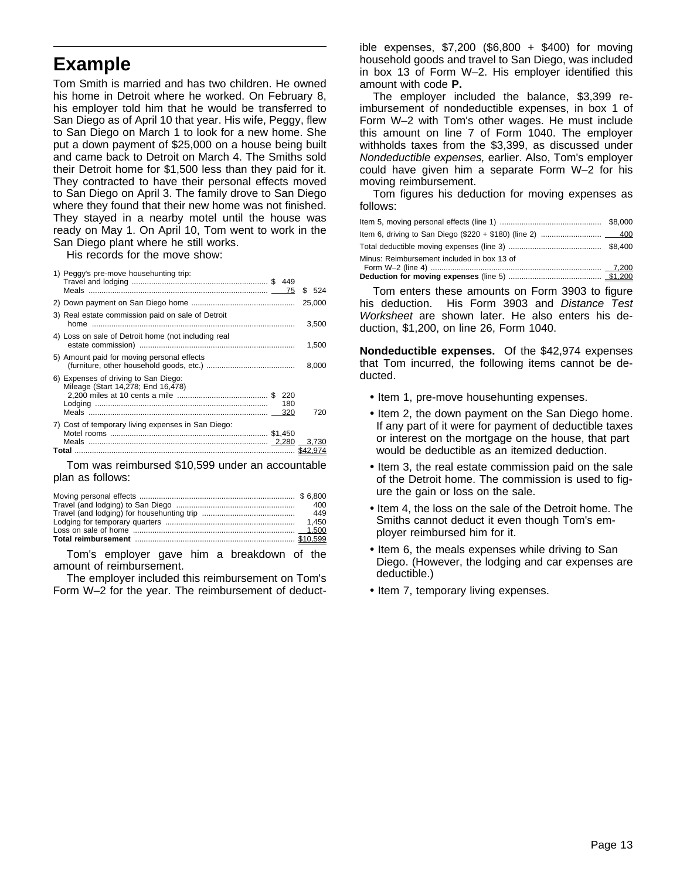# Example

Tom Smith is married and has two children. He owned his home in Detroit where he worked. On February 8, his employer told him that he would be transferred to San Diego as of April 10 that year. His wife, Peggy, flew to San Diego on March 1 to look for a new home. She put a down payment of $25,000 on a house being built and came back to Detroit on March 4. The Smiths sold their Detroit home for $1,500 less than they paid for it. They contracted to have their personal effects moved to San Diego on April 3. The family drove to San Diego where they found that their new home was not finished. They stayed in a nearby motel until the house was ready on May 1. On April 10, Tom went to work in the San Diego plant where he still works.

His records for the move show:

| | | |
|---|---|---|
| 1) Peggy's pre-move househunting trip: | | |
| Travel and lodging | $ 449 | |
| Meals | 75 | $ 524 |
| 2) Down payment on San Diego home | | 25,000 |
| 3) Real estate commission paid on sale of Detroit home | | 3,500 |
| 4) Loss on sale of Detroit home (not including real estate commission) | | 1,500 |
| 5) Amount paid for moving personal effects (furniture, other household goods, etc.) | | 8,000 |
| 6) Expenses of driving to San Diego: Mileage (Start 14,278; End 16,478) | | |
| 2,200 miles at 10 cents a mile | $ 220 | |
| Lodging | 180 | |
| Meals | 320 | 720 |
| 7) Cost of temporary living expenses in San Diego: | | |
| Motel rooms | $1,450 | |
| Meals | 2,280 | 3,730 |
| **Total** | | $42,974 |

Tom was reimbursed $10,599 under an accountable plan as follows:

| | |
|---|---|
| Moving personal effects | $ 6,800 |
| Travel (and lodging) to San Diego | 400 |
| Travel (and lodging) for househunting trip | 449 |
| Lodging for temporary quarters | 1,450 |
| Loss on sale of home | 1,500 |
| **Total reimbursement** | $10,599 |

Tom's employer gave him a breakdown of the amount of reimbursement.

The employer included this reimbursement on Tom's Form W–2 for the year. The reimbursement of deductible expenses, $7,200 ($6,800 + $400) for moving household goods and travel to San Diego, was included in box 13 of Form W–2. His employer identified this amount with code **P.**

The employer included the balance, $3,399 reimbursement of nondeductible expenses, in box 1 of Form W–2 with Tom's other wages. He must include this amount on line 7 of Form 1040. The employer withholds taxes from the $3,399, as discussed under *Nondeductible expenses,* earlier. Also, Tom's employer could have given him a separate Form W–2 for his moving reimbursement.

Tom figures his deduction for moving expenses as follows:

| | |
|---|---|
| Item 5, moving personal effects (line 1) | $8,000 |
| Item 6, driving to San Diego ($220 + $180) (line 2) | 400 |
| Total deductible moving expenses (line 3) | $8,400 |
| Minus: Reimbursement included in box 13 of Form W–2 (line 4) | 7,200 |
| **Deduction for moving expenses** (line 5) | $1,200 |

Tom enters these amounts on Form 3903 to figure his deduction. His Form 3903 and *Distance Test Worksheet* are shown later. He also enters his deduction, $1,200, on line 26, Form 1040.

**Nondeductible expenses.** Of the $42,974 expenses that Tom incurred, the following items cannot be deducted.

- Item 1, pre-move househunting expenses.
- Item 2, the down payment on the San Diego home. If any part of it were for payment of deductible taxes or interest on the mortgage on the house, that part would be deductible as an itemized deduction.
- Item 3, the real estate commission paid on the sale of the Detroit home. The commission is used to figure the gain or loss on the sale.
- Item 4, the loss on the sale of the Detroit home. The Smiths cannot deduct it even though Tom's employer reimbursed him for it.
- Item 6, the meals expenses while driving to San Diego. (However, the lodging and car expenses are deductible.)
- Item 7, temporary living expenses.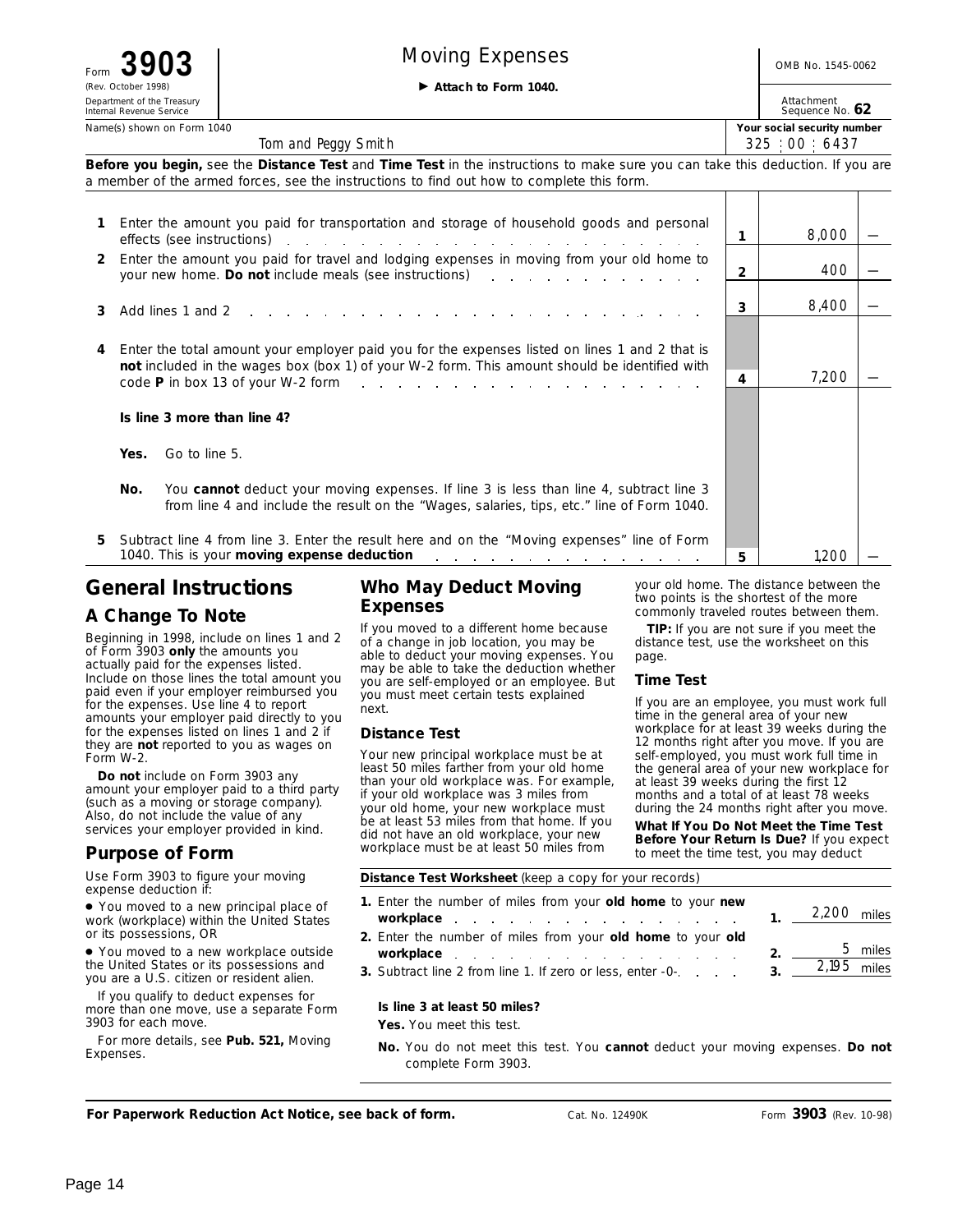Form **3903** (Rev. October 1998)
Department of the Treasury
Internal Revenue Service

# Moving Expenses

▶ **Attach to Form 1040.**

OMB No. 1545-0062

Attachment Sequence No. **62**

Name(s) shown on Form 1040: Tom and Peggy Smith

**Your social security number:** 325 : 00 : 6437

**Before you begin,** see the **Distance Test** and **Time Test** in the instructions to make sure you can take this deduction. If you are a member of the armed forces, see the instructions to find out how to complete this form.

| | | Line | Amount |
|---|---|---|---|
| **1** | Enter the amount you paid for transportation and storage of household goods and personal effects (see instructions) | 1 | 8,000 — |
| **2** | Enter the amount you paid for travel and lodging expenses in moving from your old home to your new home. **Do not** include meals (see instructions) | 2 | 400 — |
| **3** | Add lines 1 and 2 | 3 | 8,400 — |
| **4** | Enter the total amount your employer paid you for the expenses listed on lines 1 and 2 that is **not** included in the wages box (box 1) of your W-2 form. This amount should be identified with code **P** in box 13 of your W-2 form | 4 | 7,200 — |

**Is line 3 more than line 4?**

**Yes.** Go to line 5.

**No.** You **cannot** deduct your moving expenses. If line 3 is less than line 4, subtract line 3 from line 4 and include the result on the "Wages, salaries, tips, etc." line of Form 1040.

| | | Line | Amount |
|---|---|---|---|
| **5** | Subtract line 4 from line 3. Enter the result here and on the "Moving expenses" line of Form 1040. This is your **moving expense deduction** | 5 | 1,200 — |

## General Instructions

### A Change To Note

Beginning in 1998, include on lines 1 and 2 of Form 3903 **only** the amounts you actually paid for the expenses listed. Include on those lines the total amount you paid even if your employer reimbursed you for the expenses. Use line 4 to report amounts your employer paid directly to you for the expenses listed on lines 1 and 2 if they are **not** reported to you as wages on Form W-2.

**Do not** include on Form 3903 any amount your employer paid to a third party (such as a moving or storage company). Also, do not include the value of any services your employer provided in kind.

### Purpose of Form

Use Form 3903 to figure your moving expense deduction if:

- You moved to a new principal place of work (workplace) within the United States or its possessions, OR
- You moved to a new workplace outside the United States or its possessions and you are a U.S. citizen or resident alien.

If you qualify to deduct expenses for more than one move, use a separate Form 3903 for each move.

For more details, see **Pub. 521,** Moving Expenses.

### Who May Deduct Moving Expenses

If you moved to a different home because of a change in job location, you may be able to deduct your moving expenses. You may be able to take the deduction whether you are self-employed or an employee. But you must meet certain tests explained next.

#### Distance Test

Your new principal workplace must be at least 50 miles farther from your old home than your old workplace was. For example, if your old workplace was 3 miles from your old home, your new workplace must be at least 53 miles from that home. If you did not have an old workplace, your new workplace must be at least 50 miles from your old home. The distance between the two points is the shortest of the more commonly traveled routes between them.

**TIP:** If you are not sure if you meet the distance test, use the worksheet on this page.

#### Time Test

If you are an employee, you must work full time in the general area of your new workplace for at least 39 weeks during the 12 months right after you move. If you are self-employed, you must work full time in the general area of your new workplace for at least 39 weeks during the first 12 months and a total of at least 78 weeks during the 24 months right after you move.

**What If You Do Not Meet the Time Test Before Your Return Is Due?** If you expect to meet the time test, you may deduct

**Distance Test Worksheet** (keep a copy for your records)

| | | |
|---|---|---|
| **1.** Enter the number of miles from your **old home** to your **new workplace** | **1.** | 2,200 miles |
| **2.** Enter the number of miles from your **old home** to your **old workplace** | **2.** | 5 miles |
| **3.** Subtract line 2 from line 1. If zero or less, enter -0- | **3.** | 2,195 miles |

**Is line 3 at least 50 miles?**

**Yes.** You meet this test.

**No.** You do not meet this test. You **cannot** deduct your moving expenses. **Do not** complete Form 3903.

**For Paperwork Reduction Act Notice, see back of form.** Cat. No. 12490K Form **3903** (Rev. 10-98)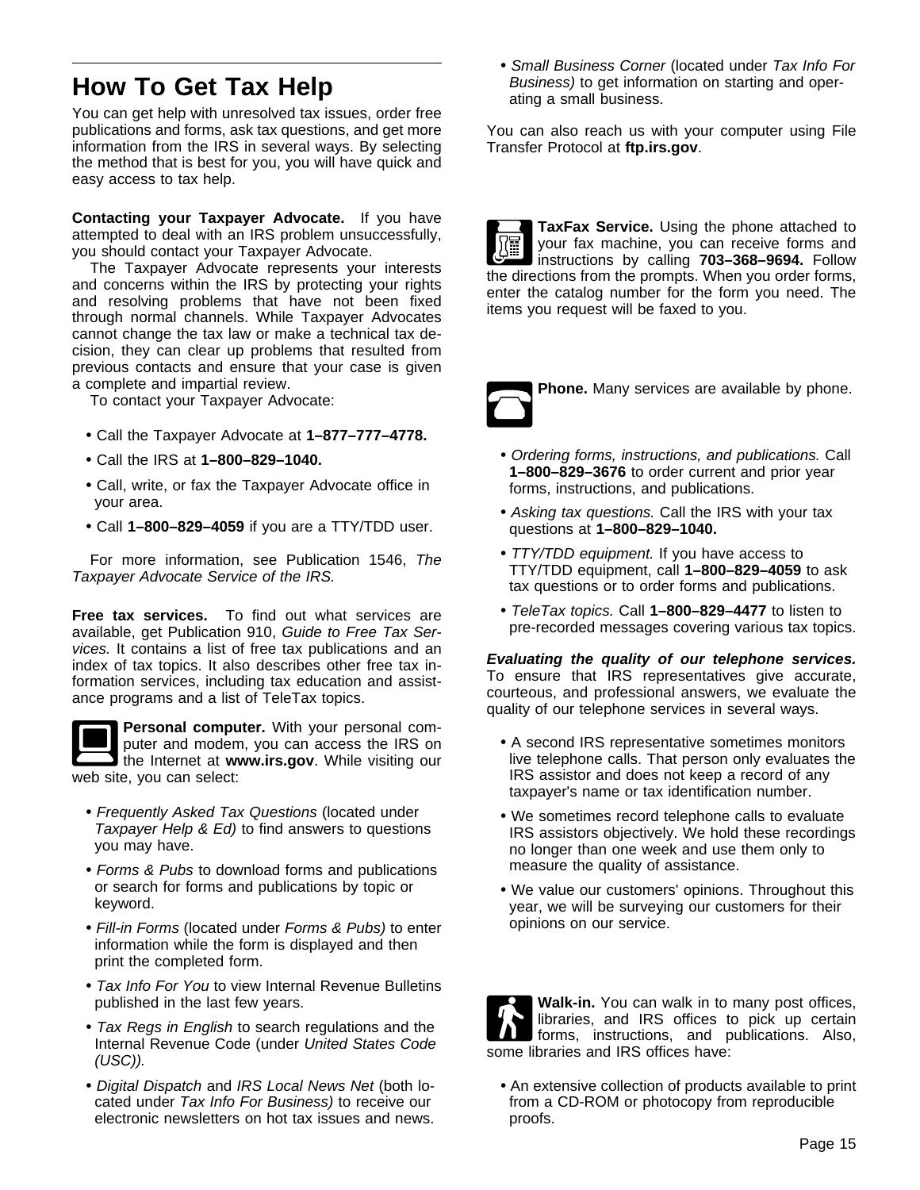## How To Get Tax Help

You can get help with unresolved tax issues, order free publications and forms, ask tax questions, and get more information from the IRS in several ways. By selecting the method that is best for you, you will have quick and easy access to tax help.

**Contacting your Taxpayer Advocate.** If you have attempted to deal with an IRS problem unsuccessfully, you should contact your Taxpayer Advocate.

The Taxpayer Advocate represents your interests and concerns within the IRS by protecting your rights and resolving problems that have not been fixed through normal channels. While Taxpayer Advocates cannot change the tax law or make a technical tax decision, they can clear up problems that resulted from previous contacts and ensure that your case is given a complete and impartial review.

To contact your Taxpayer Advocate:

- Call the Taxpayer Advocate at **1–877–777–4778.**
- Call the IRS at **1–800–829–1040.**
- Call, write, or fax the Taxpayer Advocate office in your area.
- Call **1–800–829–4059** if you are a TTY/TDD user.

For more information, see Publication 1546, *The Taxpayer Advocate Service of the IRS.*

**Free tax services.** To find out what services are available, get Publication 910, *Guide to Free Tax Services.* It contains a list of free tax publications and an index of tax topics. It also describes other free tax information services, including tax education and assistance programs and a list of TeleTax topics.

**Personal computer.** With your personal computer and modem, you can access the IRS on the Internet at **www.irs.gov**. While visiting our web site, you can select:

- *Frequently Asked Tax Questions* (located under *Taxpayer Help & Ed)* to find answers to questions you may have.
- *Forms & Pubs* to download forms and publications or search for forms and publications by topic or keyword.
- *Fill-in Forms* (located under *Forms & Pubs)* to enter information while the form is displayed and then print the completed form.
- *Tax Info For You* to view Internal Revenue Bulletins published in the last few years.
- *Tax Regs in English* to search regulations and the Internal Revenue Code (under *United States Code (USC)).*
- *Digital Dispatch* and *IRS Local News Net* (both located under *Tax Info For Business)* to receive our electronic newsletters on hot tax issues and news.
- *Small Business Corner* (located under *Tax Info For Business)* to get information on starting and operating a small business.

You can also reach us with your computer using File Transfer Protocol at **ftp.irs.gov**.

**TaxFax Service.** Using the phone attached to your fax machine, you can receive forms and instructions by calling **703–368–9694.** Follow the directions from the prompts. When you order forms, enter the catalog number for the form you need. The items you request will be faxed to you.

**Phone.** Many services are available by phone.

- *Ordering forms, instructions, and publications.* Call **1–800–829–3676** to order current and prior year forms, instructions, and publications.
- *Asking tax questions.* Call the IRS with your tax questions at **1–800–829–1040.**
- *TTY/TDD equipment.* If you have access to TTY/TDD equipment, call **1–800–829–4059** to ask tax questions or to order forms and publications.
- *TeleTax topics.* Call **1–800–829–4477** to listen to pre-recorded messages covering various tax topics.

***Evaluating the quality of our telephone services.*** To ensure that IRS representatives give accurate, courteous, and professional answers, we evaluate the quality of our telephone services in several ways.

- A second IRS representative sometimes monitors live telephone calls. That person only evaluates the IRS assistor and does not keep a record of any taxpayer's name or tax identification number.
- We sometimes record telephone calls to evaluate IRS assistors objectively. We hold these recordings no longer than one week and use them only to measure the quality of assistance.
- We value our customers' opinions. Throughout this year, we will be surveying our customers for their opinions on our service.

**Walk-in.** You can walk in to many post offices, libraries, and IRS offices to pick up certain forms, instructions, and publications. Also, some libraries and IRS offices have:

- An extensive collection of products available to print from a CD-ROM or photocopy from reproducible proofs.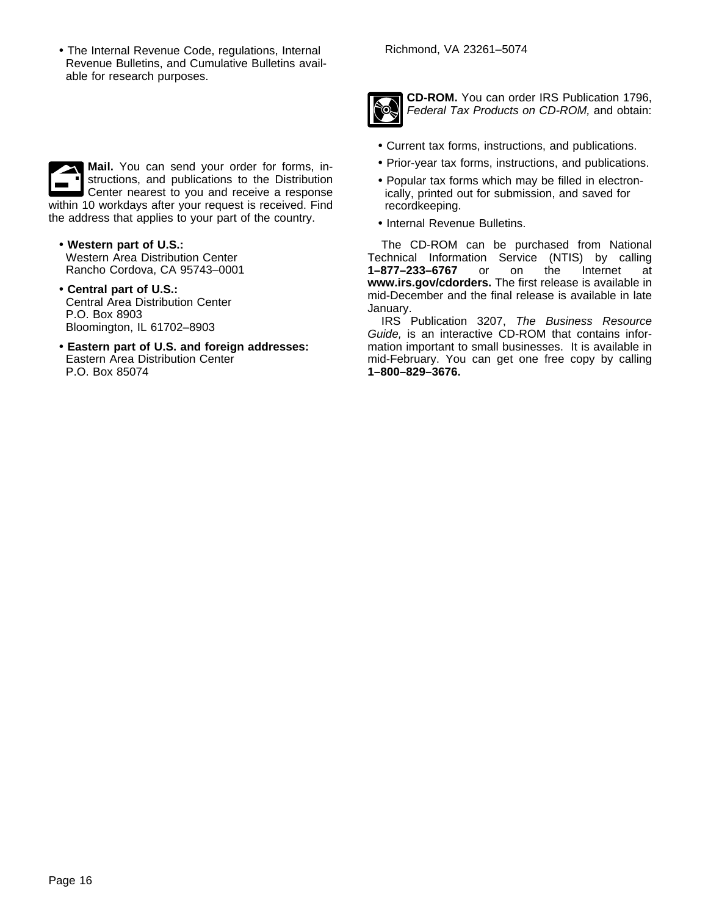- The Internal Revenue Code, regulations, Internal Revenue Bulletins, and Cumulative Bulletins available for research purposes.

**Mail.** You can send your order for forms, instructions, and publications to the Distribution Center nearest to you and receive a response within 10 workdays after your request is received. Find the address that applies to your part of the country.

- **Western part of U.S.:**
  Western Area Distribution Center
  Rancho Cordova, CA 95743–0001
- **Central part of U.S.:**
  Central Area Distribution Center
  P.O. Box 8903
  Bloomington, IL 61702–8903
- **Eastern part of U.S. and foreign addresses:**
  Eastern Area Distribution Center
  P.O. Box 85074
  Richmond, VA 23261–5074

**CD-ROM.** You can order IRS Publication 1796, *Federal Tax Products on CD-ROM,* and obtain:

- Current tax forms, instructions, and publications.
- Prior-year tax forms, instructions, and publications.
- Popular tax forms which may be filled in electronically, printed out for submission, and saved for recordkeeping.
- Internal Revenue Bulletins.

The CD-ROM can be purchased from National Technical Information Service (NTIS) by calling **1–877–233–6767** or on the Internet at **www.irs.gov/cdorders.** The first release is available in mid-December and the final release is available in late January.

IRS Publication 3207, *The Business Resource Guide,* is an interactive CD-ROM that contains information important to small businesses. It is available in mid-February. You can get one free copy by calling **1–800–829–3676.**